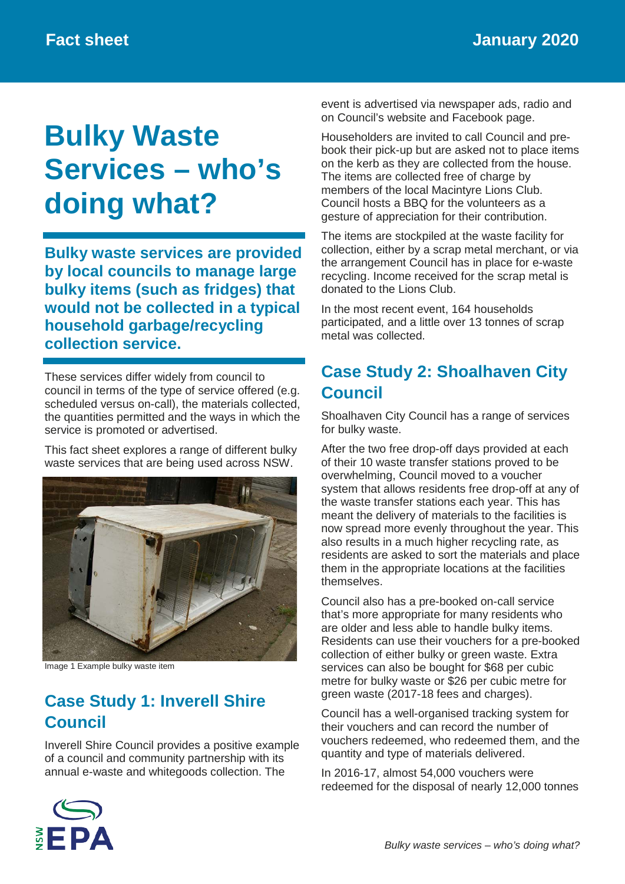Fact sheet

January 2020

# Bulky Waste Services – who's doing what?

**Bulky waste services are provided by local councils to manage large bulky items (such as fridges) that would not be collected in a typical household garbage/recycling collection service.**

These services differ widely from council to council in terms of the type of service offered (e.g. scheduled versus on-call), the materials collected, the quantities permitted and the ways in which the service is promoted or advertised.

This fact sheet explores a range of different bulky waste services that are being used across NSW.

Image 1 Example bulky waste item

## Case Study 1: Inverell Shire Council

Inverell Shire Council provides a positive example of a council and community partnership with its annual e-waste and whitegoods collection. The event is advertised via newspaper ads, radio and on Council's website and Facebook page.

Householders are invited to call Council and pre-book their pick-up but are asked not to place items on the kerb as they are collected from the house. The items are collected free of charge by members of the local Macintyre Lions Club. Council hosts a BBQ for the volunteers as a gesture of appreciation for their contribution.

The items are stockpiled at the waste facility for collection, either by a scrap metal merchant, or via the arrangement Council has in place for e-waste recycling. Income received for the scrap metal is donated to the Lions Club.

In the most recent event, 164 households participated, and a little over 13 tonnes of scrap metal was collected.

## Case Study 2: Shoalhaven City Council

Shoalhaven City Council has a range of services for bulky waste.

After the two free drop-off days provided at each of their 10 waste transfer stations proved to be overwhelming, Council moved to a voucher system that allows residents free drop-off at any of the waste transfer stations each year. This has meant the delivery of materials to the facilities is now spread more evenly throughout the year. This also results in a much higher recycling rate, as residents are asked to sort the materials and place them in the appropriate locations at the facilities themselves.

Council also has a pre-booked on-call service that's more appropriate for many residents who are older and less able to handle bulky items. Residents can use their vouchers for a pre-booked collection of either bulky or green waste. Extra services can also be bought for $68 per cubic metre for bulky waste or $26 per cubic metre for green waste (2017-18 fees and charges).

Council has a well-organised tracking system for their vouchers and can record the number of vouchers redeemed, who redeemed them, and the quantity and type of materials delivered.

In 2016-17, almost 54,000 vouchers were redeemed for the disposal of nearly 12,000 tonnes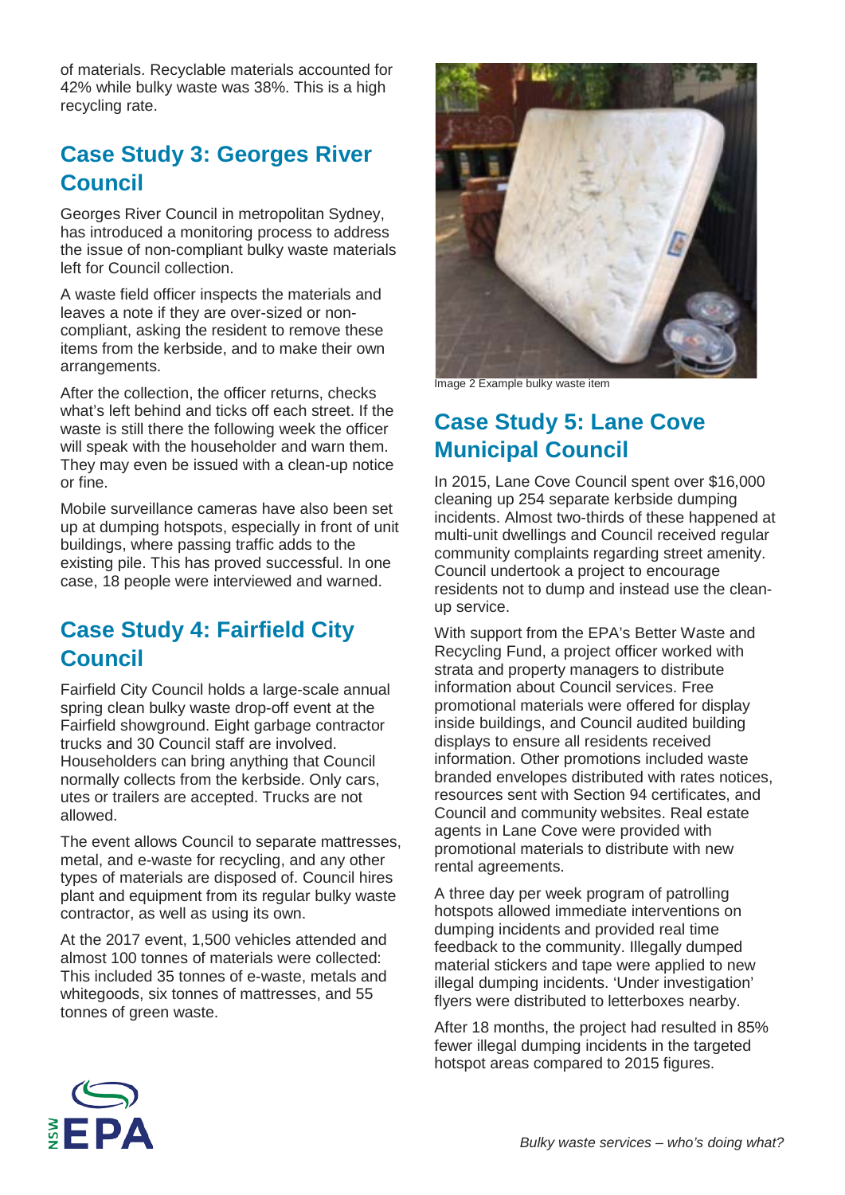of materials. Recyclable materials accounted for 42% while bulky waste was 38%. This is a high recycling rate.

## Case Study 3: Georges River Council

Georges River Council in metropolitan Sydney, has introduced a monitoring process to address the issue of non-compliant bulky waste materials left for Council collection.

A waste field officer inspects the materials and leaves a note if they are over-sized or non-compliant, asking the resident to remove these items from the kerbside, and to make their own arrangements.

After the collection, the officer returns, checks what's left behind and ticks off each street. If the waste is still there the following week the officer will speak with the householder and warn them. They may even be issued with a clean-up notice or fine.

Mobile surveillance cameras have also been set up at dumping hotspots, especially in front of unit buildings, where passing traffic adds to the existing pile. This has proved successful. In one case, 18 people were interviewed and warned.

## Case Study 4: Fairfield City Council

Fairfield City Council holds a large-scale annual spring clean bulky waste drop-off event at the Fairfield showground. Eight garbage contractor trucks and 30 Council staff are involved. Householders can bring anything that Council normally collects from the kerbside. Only cars, utes or trailers are accepted. Trucks are not allowed.

The event allows Council to separate mattresses, metal, and e-waste for recycling, and any other types of materials are disposed of. Council hires plant and equipment from its regular bulky waste contractor, as well as using its own.

At the 2017 event, 1,500 vehicles attended and almost 100 tonnes of materials were collected: This included 35 tonnes of e-waste, metals and whitegoods, six tonnes of mattresses, and 55 tonnes of green waste.

Image 2 Example bulky waste item

## Case Study 5: Lane Cove Municipal Council

In 2015, Lane Cove Council spent over $16,000 cleaning up 254 separate kerbside dumping incidents. Almost two-thirds of these happened at multi-unit dwellings and Council received regular community complaints regarding street amenity. Council undertook a project to encourage residents not to dump and instead use the clean-up service.

With support from the EPA's Better Waste and Recycling Fund, a project officer worked with strata and property managers to distribute information about Council services. Free promotional materials were offered for display inside buildings, and Council audited building displays to ensure all residents received information. Other promotions included waste branded envelopes distributed with rates notices, resources sent with Section 94 certificates, and Council and community websites. Real estate agents in Lane Cove were provided with promotional materials to distribute with new rental agreements.

A three day per week program of patrolling hotspots allowed immediate interventions on dumping incidents and provided real time feedback to the community. Illegally dumped material stickers and tape were applied to new illegal dumping incidents. 'Under investigation' flyers were distributed to letterboxes nearby.

After 18 months, the project had resulted in 85% fewer illegal dumping incidents in the targeted hotspot areas compared to 2015 figures.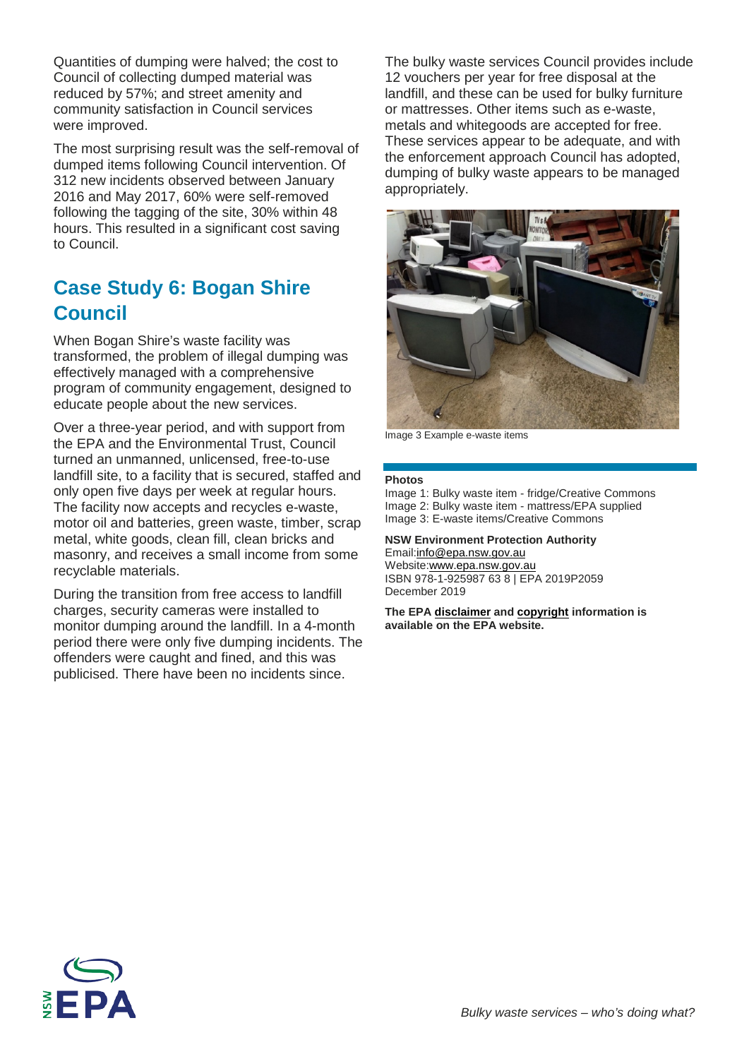Quantities of dumping were halved; the cost to Council of collecting dumped material was reduced by 57%; and street amenity and community satisfaction in Council services were improved.

The most surprising result was the self-removal of dumped items following Council intervention. Of 312 new incidents observed between January 2016 and May 2017, 60% were self-removed following the tagging of the site, 30% within 48 hours. This resulted in a significant cost saving to Council.

## Case Study 6: Bogan Shire Council

When Bogan Shire's waste facility was transformed, the problem of illegal dumping was effectively managed with a comprehensive program of community engagement, designed to educate people about the new services.

Over a three-year period, and with support from the EPA and the Environmental Trust, Council turned an unmanned, unlicensed, free-to-use landfill site, to a facility that is secured, staffed and only open five days per week at regular hours. The facility now accepts and recycles e-waste, motor oil and batteries, green waste, timber, scrap metal, white goods, clean fill, clean bricks and masonry, and receives a small income from some recyclable materials.

During the transition from free access to landfill charges, security cameras were installed to monitor dumping around the landfill. In a 4-month period there were only five dumping incidents. The offenders were caught and fined, and this was publicised. There have been no incidents since.

The bulky waste services Council provides include 12 vouchers per year for free disposal at the landfill, and these can be used for bulky furniture or mattresses. Other items such as e-waste, metals and whitegoods are accepted for free. These services appear to be adequate, and with the enforcement approach Council has adopted, dumping of bulky waste appears to be managed appropriately.

Image 3 Example e-waste items

**Photos**

Image 1: Bulky waste item - fridge/Creative Commons
Image 2: Bulky waste item - mattress/EPA supplied
Image 3: E-waste items/Creative Commons

**NSW Environment Protection Authority**
Email:info@epa.nsw.gov.au
Website:www.epa.nsw.gov.au
ISBN 978-1-925987 63 8 | EPA 2019P2059
December 2019

**The EPA disclaimer and copyright information is available on the EPA website.**